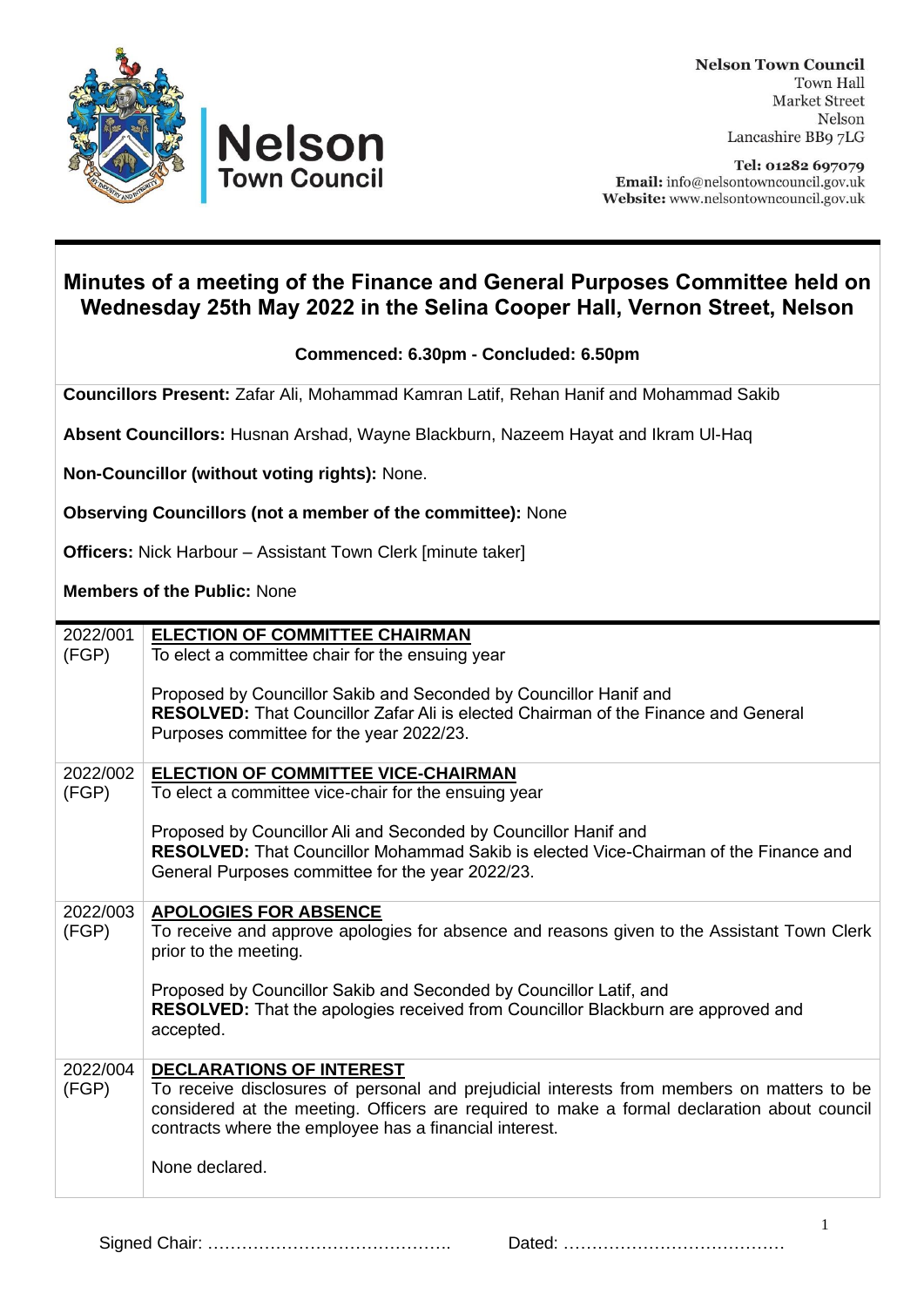**Nelson Town Council**
Town Hall
Market Street
Nelson
Lancashire BB9 7LG

**Tel: 01282 697079**
**Email:** info@nelsontowncouncil.gov.uk
**Website:** www.nelsontowncouncil.gov.uk

# Minutes of a meeting of the Finance and General Purposes Committee held on Wednesday 25th May 2022 in the Selina Cooper Hall, Vernon Street, Nelson

**Commenced: 6.30pm - Concluded: 6.50pm**

**Councillors Present:** Zafar Ali, Mohammad Kamran Latif, Rehan Hanif and Mohammad Sakib

**Absent Councillors:** Husnan Arshad, Wayne Blackburn, Nazeem Hayat and Ikram Ul-Haq

**Non-Councillor (without voting rights):** None.

**Observing Councillors (not a member of the committee):** None

**Officers:** Nick Harbour – Assistant Town Clerk [minute taker]

**Members of the Public:** None

| | |
|---|---|
| 2022/001 (FGP) | **ELECTION OF COMMITTEE CHAIRMAN**<br>To elect a committee chair for the ensuing year<br><br>Proposed by Councillor Sakib and Seconded by Councillor Hanif and<br>**RESOLVED:** That Councillor Zafar Ali is elected Chairman of the Finance and General Purposes committee for the year 2022/23. |
| 2022/002 (FGP) | **ELECTION OF COMMITTEE VICE-CHAIRMAN**<br>To elect a committee vice-chair for the ensuing year<br><br>Proposed by Councillor Ali and Seconded by Councillor Hanif and<br>**RESOLVED:** That Councillor Mohammad Sakib is elected Vice-Chairman of the Finance and General Purposes committee for the year 2022/23. |
| 2022/003 (FGP) | **APOLOGIES FOR ABSENCE**<br>To receive and approve apologies for absence and reasons given to the Assistant Town Clerk prior to the meeting.<br><br>Proposed by Councillor Sakib and Seconded by Councillor Latif, and<br>**RESOLVED:** That the apologies received from Councillor Blackburn are approved and accepted. |
| 2022/004 (FGP) | **DECLARATIONS OF INTEREST**<br>To receive disclosures of personal and prejudicial interests from members on matters to be considered at the meeting. Officers are required to make a formal declaration about council contracts where the employee has a financial interest.<br><br>None declared. |

Signed Chair: ……………………………………. Dated: …………………………………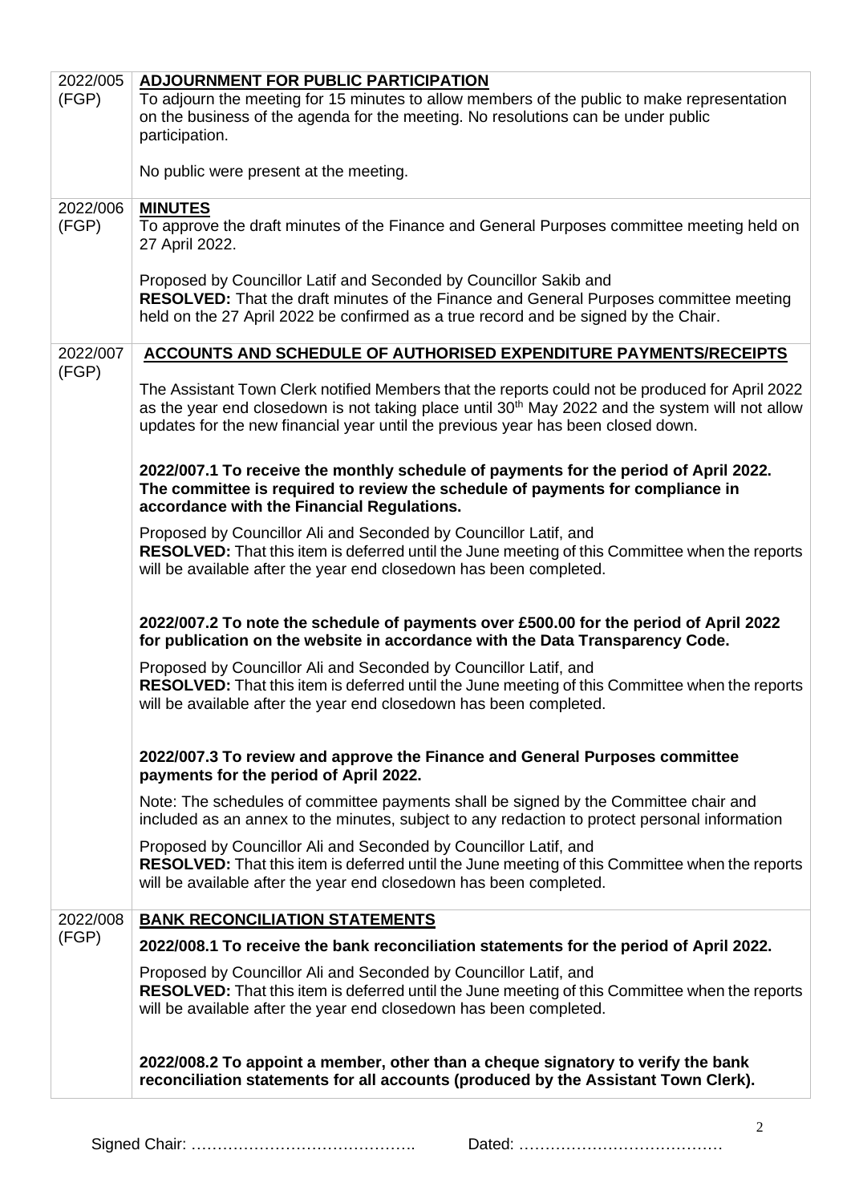| | |
|---|---|
| 2022/005 (FGP) | **ADJOURNMENT FOR PUBLIC PARTICIPATION**<br>To adjourn the meeting for 15 minutes to allow members of the public to make representation on the business of the agenda for the meeting. No resolutions can be under public participation.<br><br>No public were present at the meeting. |
| 2022/006 (FGP) | **MINUTES**<br>To approve the draft minutes of the Finance and General Purposes committee meeting held on 27 April 2022.<br><br>Proposed by Councillor Latif and Seconded by Councillor Sakib and<br>**RESOLVED:** That the draft minutes of the Finance and General Purposes committee meeting held on the 27 April 2022 be confirmed as a true record and be signed by the Chair. |
| 2022/007 (FGP) | **ACCOUNTS AND SCHEDULE OF AUTHORISED EXPENDITURE PAYMENTS/RECEIPTS**<br><br>The Assistant Town Clerk notified Members that the reports could not be produced for April 2022 as the year end closedown is not taking place until 30th May 2022 and the system will not allow updates for the new financial year until the previous year has been closed down.<br><br>**2022/007.1 To receive the monthly schedule of payments for the period of April 2022. The committee is required to review the schedule of payments for compliance in accordance with the Financial Regulations.**<br><br>Proposed by Councillor Ali and Seconded by Councillor Latif, and<br>**RESOLVED:** That this item is deferred until the June meeting of this Committee when the reports will be available after the year end closedown has been completed.<br><br>**2022/007.2 To note the schedule of payments over £500.00 for the period of April 2022 for publication on the website in accordance with the Data Transparency Code.**<br><br>Proposed by Councillor Ali and Seconded by Councillor Latif, and<br>**RESOLVED:** That this item is deferred until the June meeting of this Committee when the reports will be available after the year end closedown has been completed.<br><br>**2022/007.3 To review and approve the Finance and General Purposes committee payments for the period of April 2022.**<br><br>Note: The schedules of committee payments shall be signed by the Committee chair and included as an annex to the minutes, subject to any redaction to protect personal information<br><br>Proposed by Councillor Ali and Seconded by Councillor Latif, and<br>**RESOLVED:** That this item is deferred until the June meeting of this Committee when the reports will be available after the year end closedown has been completed. |
| 2022/008 (FGP) | **BANK RECONCILIATION STATEMENTS**<br><br>**2022/008.1 To receive the bank reconciliation statements for the period of April 2022.**<br><br>Proposed by Councillor Ali and Seconded by Councillor Latif, and<br>**RESOLVED:** That this item is deferred until the June meeting of this Committee when the reports will be available after the year end closedown has been completed.<br><br>**2022/008.2 To appoint a member, other than a cheque signatory to verify the bank reconciliation statements for all accounts (produced by the Assistant Town Clerk).** |

Signed Chair: ……………………………………. Dated: …………………………………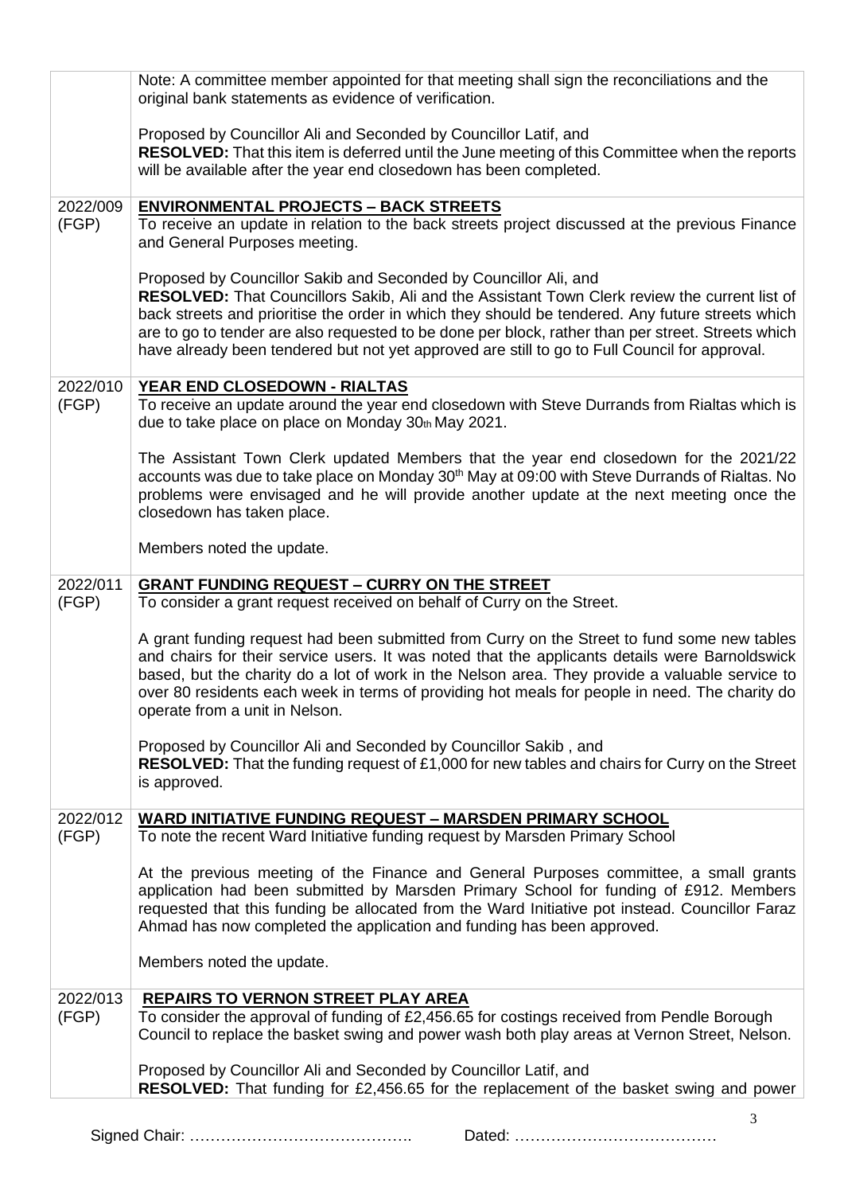| | |
|---|---|
| | Note: A committee member appointed for that meeting shall sign the reconciliations and the original bank statements as evidence of verification.<br><br>Proposed by Councillor Ali and Seconded by Councillor Latif, and<br>**RESOLVED:** That this item is deferred until the June meeting of this Committee when the reports will be available after the year end closedown has been completed. |
| 2022/009 (FGP) | **ENVIRONMENTAL PROJECTS – BACK STREETS**<br>To receive an update in relation to the back streets project discussed at the previous Finance and General Purposes meeting.<br><br>Proposed by Councillor Sakib and Seconded by Councillor Ali, and<br>**RESOLVED:** That Councillors Sakib, Ali and the Assistant Town Clerk review the current list of back streets and prioritise the order in which they should be tendered. Any future streets which are to go to tender are also requested to be done per block, rather than per street. Streets which have already been tendered but not yet approved are still to go to Full Council for approval. |
| 2022/010 (FGP) | **YEAR END CLOSEDOWN - RIALTAS**<br>To receive an update around the year end closedown with Steve Durrands from Rialtas which is due to take place on place on Monday 30th May 2021.<br><br>The Assistant Town Clerk updated Members that the year end closedown for the 2021/22 accounts was due to take place on Monday 30th May at 09:00 with Steve Durrands of Rialtas. No problems were envisaged and he will provide another update at the next meeting once the closedown has taken place.<br><br>Members noted the update. |
| 2022/011 (FGP) | **GRANT FUNDING REQUEST – CURRY ON THE STREET**<br>To consider a grant request received on behalf of Curry on the Street.<br><br>A grant funding request had been submitted from Curry on the Street to fund some new tables and chairs for their service users. It was noted that the applicants details were Barnoldswick based, but the charity do a lot of work in the Nelson area. They provide a valuable service to over 80 residents each week in terms of providing hot meals for people in need. The charity do operate from a unit in Nelson.<br><br>Proposed by Councillor Ali and Seconded by Councillor Sakib , and<br>**RESOLVED:** That the funding request of £1,000 for new tables and chairs for Curry on the Street is approved. |
| 2022/012 (FGP) | **WARD INITIATIVE FUNDING REQUEST – MARSDEN PRIMARY SCHOOL**<br>To note the recent Ward Initiative funding request by Marsden Primary School<br><br>At the previous meeting of the Finance and General Purposes committee, a small grants application had been submitted by Marsden Primary School for funding of £912. Members requested that this funding be allocated from the Ward Initiative pot instead. Councillor Faraz Ahmad has now completed the application and funding has been approved.<br><br>Members noted the update. |
| 2022/013 (FGP) | **REPAIRS TO VERNON STREET PLAY AREA**<br>To consider the approval of funding of £2,456.65 for costings received from Pendle Borough Council to replace the basket swing and power wash both play areas at Vernon Street, Nelson.<br><br>Proposed by Councillor Ali and Seconded by Councillor Latif, and<br>**RESOLVED:** That funding for £2,456.65 for the replacement of the basket swing and power |

Signed Chair: ……………………………………. Dated: …………………………………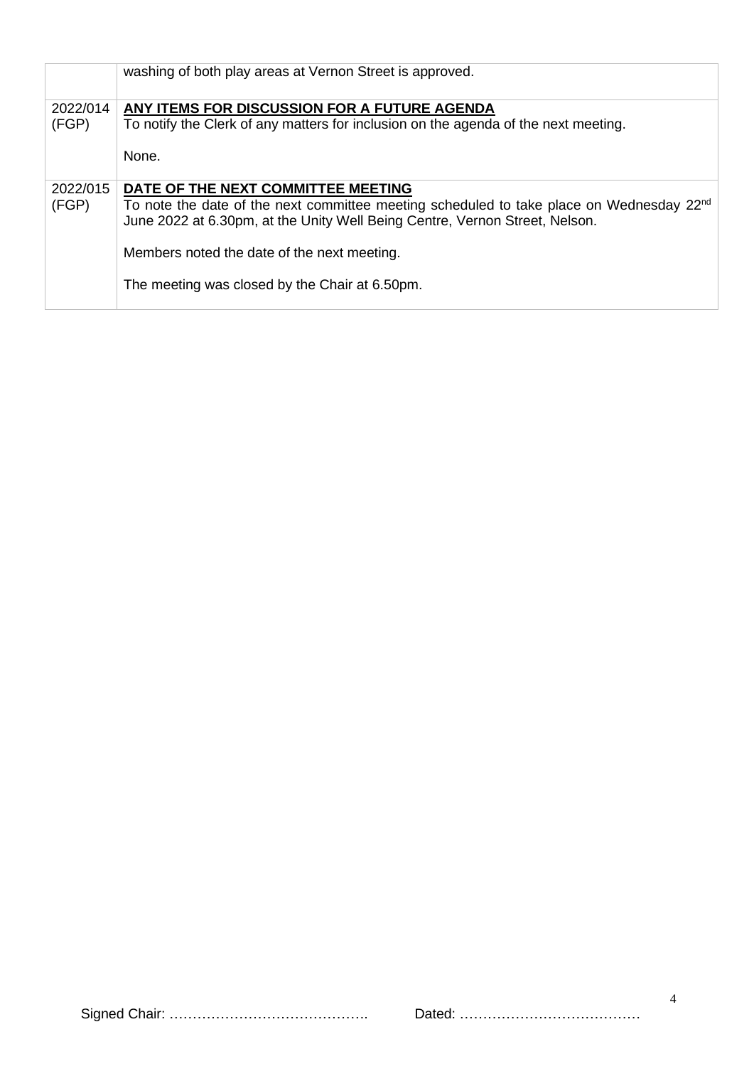| | |
|---|---|
| | washing of both play areas at Vernon Street is approved. |
| 2022/014 (FGP) | **ANY ITEMS FOR DISCUSSION FOR A FUTURE AGENDA**<br>To notify the Clerk of any matters for inclusion on the agenda of the next meeting.<br><br>None. |
| 2022/015 (FGP) | **DATE OF THE NEXT COMMITTEE MEETING**<br>To note the date of the next committee meeting scheduled to take place on Wednesday 22nd June 2022 at 6.30pm, at the Unity Well Being Centre, Vernon Street, Nelson.<br><br>Members noted the date of the next meeting.<br><br>The meeting was closed by the Chair at 6.50pm. |

Signed Chair: …………………………………….  Dated: …………………………………